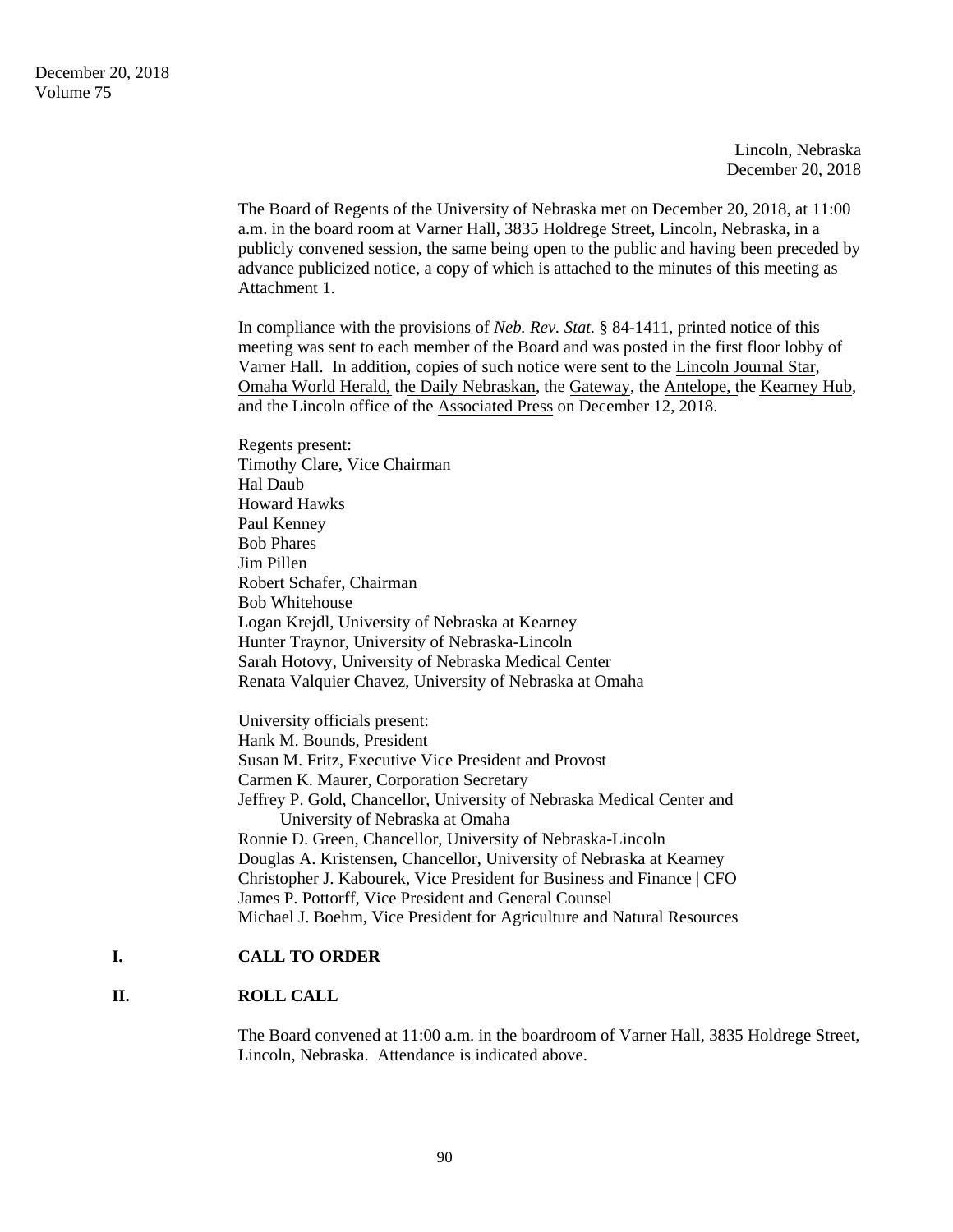December 20, 2018
Volume 75

Lincoln, Nebraska
December 20, 2018

The Board of Regents of the University of Nebraska met on December 20, 2018, at 11:00 a.m. in the board room at Varner Hall, 3835 Holdrege Street, Lincoln, Nebraska, in a publicly convened session, the same being open to the public and having been preceded by advance publicized notice, a copy of which is attached to the minutes of this meeting as Attachment 1.

In compliance with the provisions of *Neb. Rev. Stat.* § 84-1411, printed notice of this meeting was sent to each member of the Board and was posted in the first floor lobby of Varner Hall. In addition, copies of such notice were sent to the Lincoln Journal Star, Omaha World Herald, the Daily Nebraskan, the Gateway, the Antelope, the Kearney Hub, and the Lincoln office of the Associated Press on December 12, 2018.

Regents present:
Timothy Clare, Vice Chairman
Hal Daub
Howard Hawks
Paul Kenney
Bob Phares
Jim Pillen
Robert Schafer, Chairman
Bob Whitehouse
Logan Krejdl, University of Nebraska at Kearney
Hunter Traynor, University of Nebraska-Lincoln
Sarah Hotovy, University of Nebraska Medical Center
Renata Valquier Chavez, University of Nebraska at Omaha

University officials present:
Hank M. Bounds, President
Susan M. Fritz, Executive Vice President and Provost
Carmen K. Maurer, Corporation Secretary
Jeffrey P. Gold, Chancellor, University of Nebraska Medical Center and University of Nebraska at Omaha
Ronnie D. Green, Chancellor, University of Nebraska-Lincoln
Douglas A. Kristensen, Chancellor, University of Nebraska at Kearney
Christopher J. Kabourek, Vice President for Business and Finance | CFO
James P. Pottorff, Vice President and General Counsel
Michael J. Boehm, Vice President for Agriculture and Natural Resources

## I. CALL TO ORDER

## II. ROLL CALL

The Board convened at 11:00 a.m. in the boardroom of Varner Hall, 3835 Holdrege Street, Lincoln, Nebraska. Attendance is indicated above.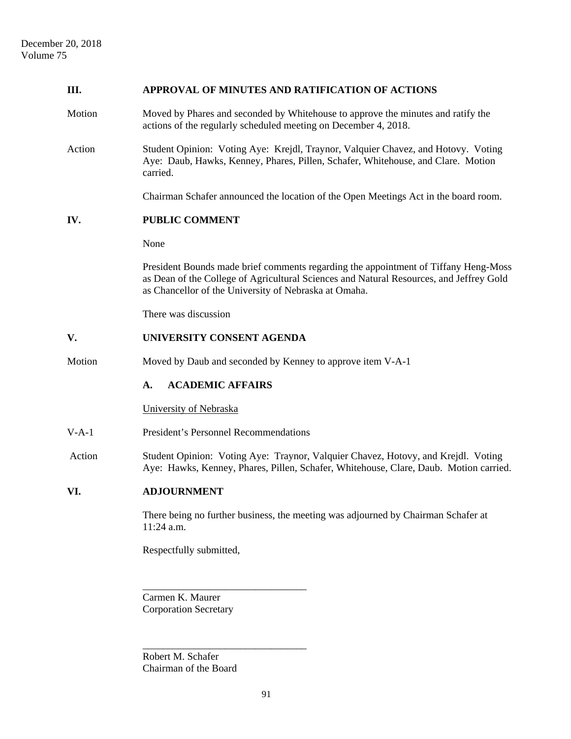## III. APPROVAL OF MINUTES AND RATIFICATION OF ACTIONS

Motion — Moved by Phares and seconded by Whitehouse to approve the minutes and ratify the actions of the regularly scheduled meeting on December 4, 2018.

Action — Student Opinion: Voting Aye: Krejdl, Traynor, Valquier Chavez, and Hotovy. Voting Aye: Daub, Hawks, Kenney, Phares, Pillen, Schafer, Whitehouse, and Clare. Motion carried.

Chairman Schafer announced the location of the Open Meetings Act in the board room.

## IV. PUBLIC COMMENT

None

President Bounds made brief comments regarding the appointment of Tiffany Heng-Moss as Dean of the College of Agricultural Sciences and Natural Resources, and Jeffrey Gold as Chancellor of the University of Nebraska at Omaha.

There was discussion

## V. UNIVERSITY CONSENT AGENDA

Motion — Moved by Daub and seconded by Kenney to approve item V-A-1

### A. ACADEMIC AFFAIRS

University of Nebraska

V-A-1 — President's Personnel Recommendations

Action — Student Opinion: Voting Aye: Traynor, Valquier Chavez, Hotovy, and Krejdl. Voting Aye: Hawks, Kenney, Phares, Pillen, Schafer, Whitehouse, Clare, Daub. Motion carried.

## VI. ADJOURNMENT

There being no further business, the meeting was adjourned by Chairman Schafer at 11:24 a.m.

Respectfully submitted,

\_\_\_\_\_\_\_\_\_\_\_\_\_\_\_\_\_\_\_\_\_\_\_\_\_\_\_\_\_\_\_\_
Carmen K. Maurer
Corporation Secretary

\_\_\_\_\_\_\_\_\_\_\_\_\_\_\_\_\_\_\_\_\_\_\_\_\_\_\_\_\_\_\_\_
Robert M. Schafer
Chairman of the Board